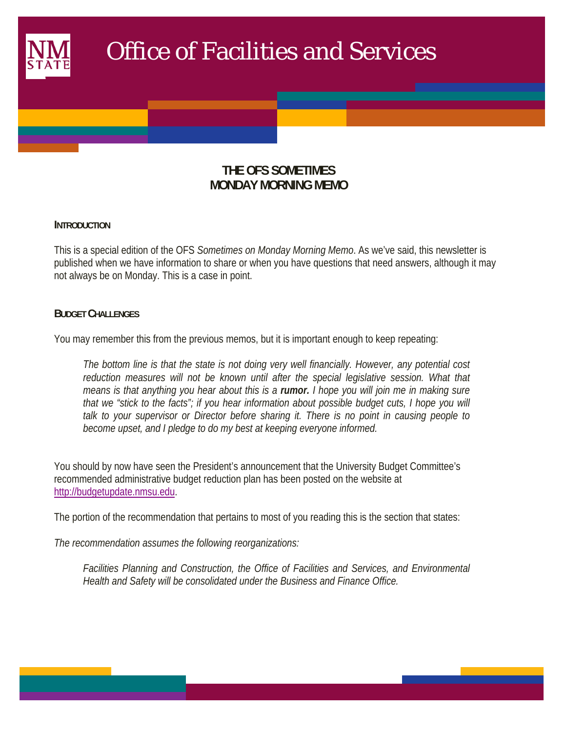# Office of Facilities and Services

## THE OFS SOMETIMES MONDAY MORNING MEMO

### INTRODUCTION

This is a special edition of the OFS *Sometimes on Monday Morning Memo*. As we've said, this newsletter is published when we have information to share or when you have questions that need answers, although it may not always be on Monday. This is a case in point.

### BUDGET CHALLENGES

You may remember this from the previous memos, but it is important enough to keep repeating:

> *The bottom line is that the state is not doing very well financially. However, any potential cost reduction measures will not be known until after the special legislative session. What that means is that anything you hear about this is a* ***rumor.*** *I hope you will join me in making sure that we "stick to the facts"; if you hear information about possible budget cuts, I hope you will talk to your supervisor or Director before sharing it. There is no point in causing people to become upset, and I pledge to do my best at keeping everyone informed.*

You should by now have seen the President's announcement that the University Budget Committee's recommended administrative budget reduction plan has been posted on the website at http://budgetupdate.nmsu.edu.

The portion of the recommendation that pertains to most of you reading this is the section that states:

*The recommendation assumes the following reorganizations:*

> *Facilities Planning and Construction, the Office of Facilities and Services, and Environmental Health and Safety will be consolidated under the Business and Finance Office.*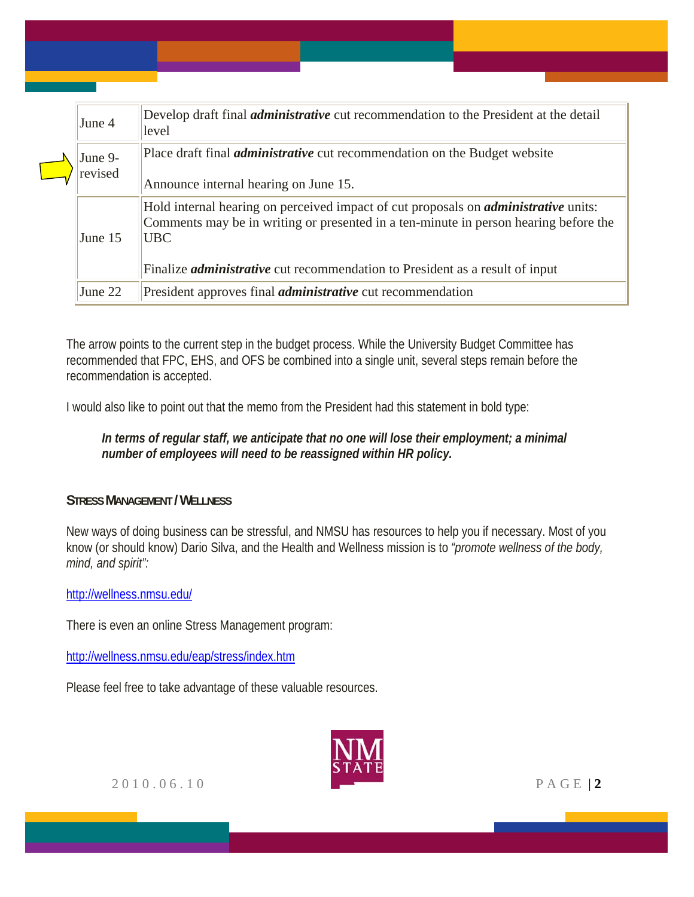| | |
|---|---|
| June 4 | Develop draft final ***administrative*** cut recommendation to the President at the detail level |
| June 9-revised | Place draft final ***administrative*** cut recommendation on the Budget website<br><br>Announce internal hearing on June 15. |
| June 15 | Hold internal hearing on perceived impact of cut proposals on ***administrative*** units: Comments may be in writing or presented in a ten-minute in person hearing before the UBC<br><br>Finalize ***administrative*** cut recommendation to President as a result of input |
| June 22 | President approves final ***administrative*** cut recommendation |

The arrow points to the current step in the budget process. While the University Budget Committee has recommended that FPC, EHS, and OFS be combined into a single unit, several steps remain before the recommendation is accepted.

I would also like to point out that the memo from the President had this statement in bold type:

> ***In terms of regular staff, we anticipate that no one will lose their employment; a minimal number of employees will need to be reassigned within HR policy.***

### STRESS MANAGEMENT / WELLNESS

New ways of doing business can be stressful, and NMSU has resources to help you if necessary. Most of you know (or should know) Dario Silva, and the Health and Wellness mission is to *"promote wellness of the body, mind, and spirit":*

http://wellness.nmsu.edu/

There is even an online Stress Management program:

http://wellness.nmsu.edu/eap/stress/index.htm

Please feel free to take advantage of these valuable resources.

2010.06.10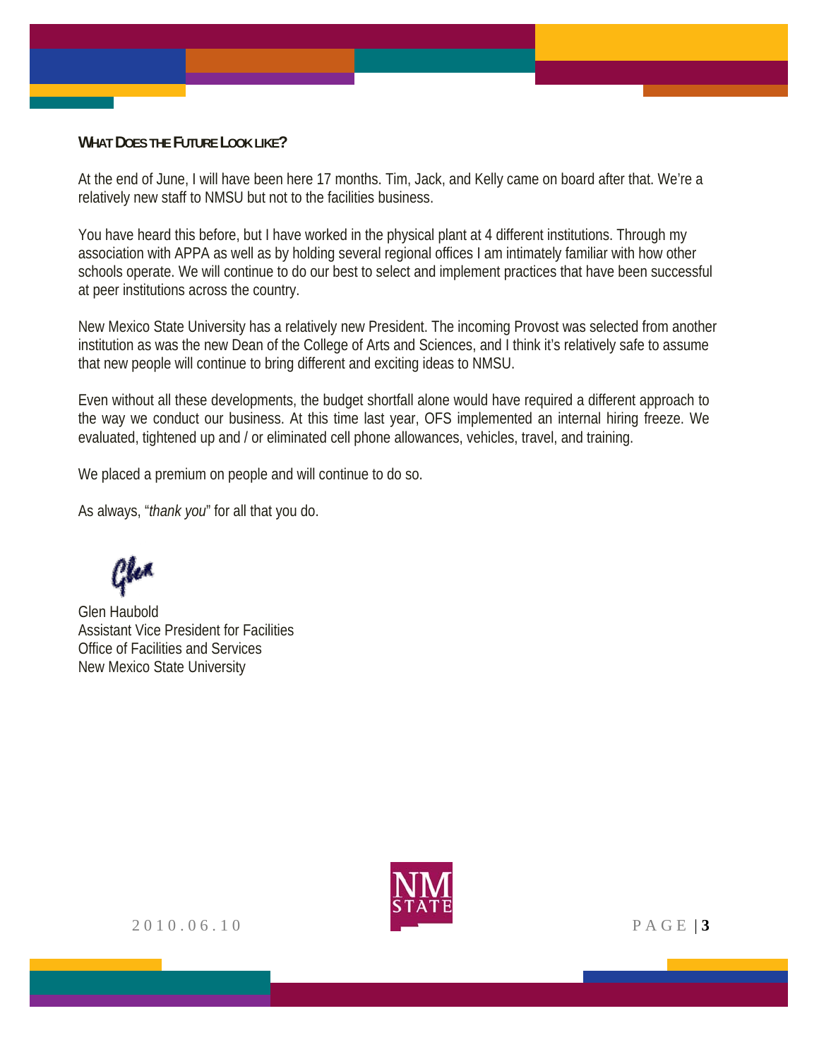## WHAT DOES THE FUTURE LOOK LIKE?

At the end of June, I will have been here 17 months. Tim, Jack, and Kelly came on board after that. We're a relatively new staff to NMSU but not to the facilities business.

You have heard this before, but I have worked in the physical plant at 4 different institutions. Through my association with APPA as well as by holding several regional offices I am intimately familiar with how other schools operate. We will continue to do our best to select and implement practices that have been successful at peer institutions across the country.

New Mexico State University has a relatively new President. The incoming Provost was selected from another institution as was the new Dean of the College of Arts and Sciences, and I think it's relatively safe to assume that new people will continue to bring different and exciting ideas to NMSU.

Even without all these developments, the budget shortfall alone would have required a different approach to the way we conduct our business. At this time last year, OFS implemented an internal hiring freeze. We evaluated, tightened up and / or eliminated cell phone allowances, vehicles, travel, and training.

We placed a premium on people and will continue to do so.

As always, "*thank you*" for all that you do.

Glen

Glen Haubold
Assistant Vice President for Facilities
Office of Facilities and Services
New Mexico State University

2010.06.10